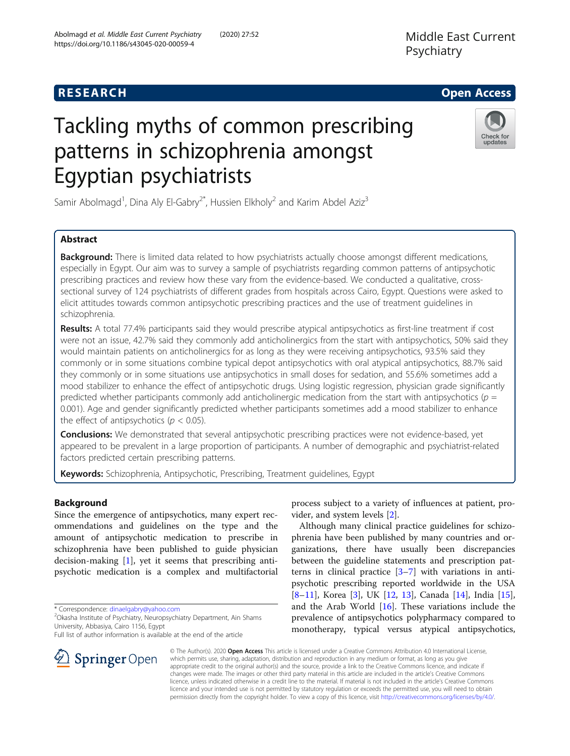RESEARCH

Open Access

# Tackling myths of common prescribing patterns in schizophrenia amongst Egyptian psychiatrists

Samir Abolmagd[1], Dina Aly El-Gabry[2*], Hussien Elkholy[2] and Karim Abdel Aziz[3]

## Abstract

**Background:** There is limited data related to how psychiatrists actually choose amongst different medications, especially in Egypt. Our aim was to survey a sample of psychiatrists regarding common patterns of antipsychotic prescribing practices and review how these vary from the evidence-based. We conducted a qualitative, cross-sectional survey of 124 psychiatrists of different grades from hospitals across Cairo, Egypt. Questions were asked to elicit attitudes towards common antipsychotic prescribing practices and the use of treatment guidelines in schizophrenia.

**Results:** A total 77.4% participants said they would prescribe atypical antipsychotics as first-line treatment if cost were not an issue, 42.7% said they commonly add anticholinergics from the start with antipsychotics, 50% said they would maintain patients on anticholinergics for as long as they were receiving antipsychotics, 93.5% said they commonly or in some situations combine typical depot antipsychotics with oral atypical antipsychotics, 88.7% said they commonly or in some situations use antipsychotics in small doses for sedation, and 55.6% sometimes add a mood stabilizer to enhance the effect of antipsychotic drugs. Using logistic regression, physician grade significantly predicted whether participants commonly add anticholinergic medication from the start with antipsychotics ($p$ = 0.001). Age and gender significantly predicted whether participants sometimes add a mood stabilizer to enhance the effect of antipsychotics ($p < 0.05$).

**Conclusions:** We demonstrated that several antipsychotic prescribing practices were not evidence-based, yet appeared to be prevalent in a large proportion of participants. A number of demographic and psychiatrist-related factors predicted certain prescribing patterns.

**Keywords:** Schizophrenia, Antipsychotic, Prescribing, Treatment guidelines, Egypt

## Background

Since the emergence of antipsychotics, many expert recommendations and guidelines on the type and the amount of antipsychotic medication to prescribe in schizophrenia have been published to guide physician decision-making [1], yet it seems that prescribing antipsychotic medication is a complex and multifactorial process subject to a variety of influences at patient, provider, and system levels [2].

Although many clinical practice guidelines for schizophrenia have been published by many countries and organizations, there have usually been discrepancies between the guideline statements and prescription patterns in clinical practice [3–7] with variations in antipsychotic prescribing reported worldwide in the USA [8–11], Korea [3], UK [12, 13], Canada [14], India [15], and the Arab World [16]. These variations include the prevalence of antipsychotics polypharmacy compared to monotherapy, typical versus atypical antipsychotics,

* Correspondence: dinaelgabry@yahoo.com
[2]Okasha Institute of Psychiatry, Neuropsychiatry Department, Ain Shams University, Abbasiya, Cairo 1156, Egypt
Full list of author information is available at the end of the article

© The Author(s). 2020 **Open Access** This article is licensed under a Creative Commons Attribution 4.0 International License, which permits use, sharing, adaptation, distribution and reproduction in any medium or format, as long as you give appropriate credit to the original author(s) and the source, provide a link to the Creative Commons licence, and indicate if changes were made. The images or other third party material in this article are included in the article's Creative Commons licence, unless indicated otherwise in a credit line to the material. If material is not included in the article's Creative Commons licence and your intended use is not permitted by statutory regulation or exceeds the permitted use, you will need to obtain permission directly from the copyright holder. To view a copy of this licence, visit http://creativecommons.org/licenses/by/4.0/.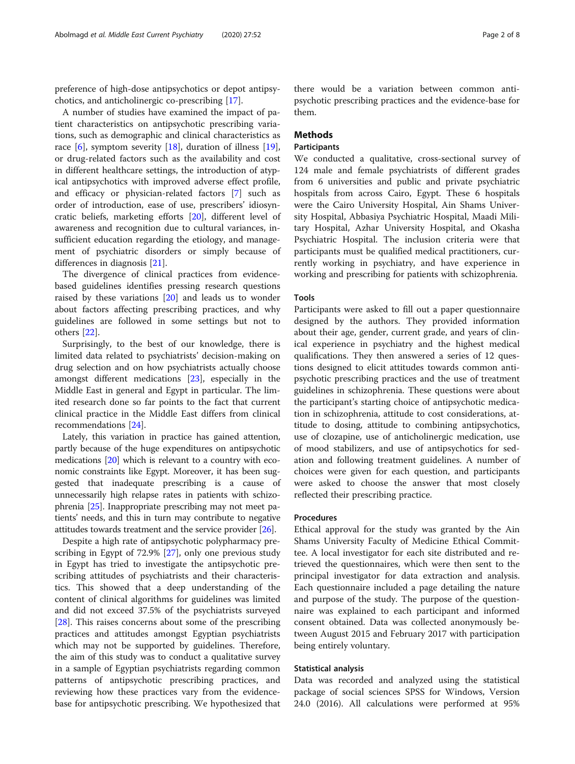preference of high-dose antipsychotics or depot antipsychotics, and anticholinergic co-prescribing [17].

A number of studies have examined the impact of patient characteristics on antipsychotic prescribing variations, such as demographic and clinical characteristics as race [6], symptom severity [18], duration of illness [19], or drug-related factors such as the availability and cost in different healthcare settings, the introduction of atypical antipsychotics with improved adverse effect profile, and efficacy or physician-related factors [7] such as order of introduction, ease of use, prescribers' idiosyncratic beliefs, marketing efforts [20], different level of awareness and recognition due to cultural variances, insufficient education regarding the etiology, and management of psychiatric disorders or simply because of differences in diagnosis [21].

The divergence of clinical practices from evidence-based guidelines identifies pressing research questions raised by these variations [20] and leads us to wonder about factors affecting prescribing practices, and why guidelines are followed in some settings but not to others [22].

Surprisingly, to the best of our knowledge, there is limited data related to psychiatrists' decision-making on drug selection and on how psychiatrists actually choose amongst different medications [23], especially in the Middle East in general and Egypt in particular. The limited research done so far points to the fact that current clinical practice in the Middle East differs from clinical recommendations [24].

Lately, this variation in practice has gained attention, partly because of the huge expenditures on antipsychotic medications [20] which is relevant to a country with economic constraints like Egypt. Moreover, it has been suggested that inadequate prescribing is a cause of unnecessarily high relapse rates in patients with schizophrenia [25]. Inappropriate prescribing may not meet patients' needs, and this in turn may contribute to negative attitudes towards treatment and the service provider [26].

Despite a high rate of antipsychotic polypharmacy prescribing in Egypt of 72.9% [27], only one previous study in Egypt has tried to investigate the antipsychotic prescribing attitudes of psychiatrists and their characteristics. This showed that a deep understanding of the content of clinical algorithms for guidelines was limited and did not exceed 37.5% of the psychiatrists surveyed [28]. This raises concerns about some of the prescribing practices and attitudes amongst Egyptian psychiatrists which may not be supported by guidelines. Therefore, the aim of this study was to conduct a qualitative survey in a sample of Egyptian psychiatrists regarding common patterns of antipsychotic prescribing practices, and reviewing how these practices vary from the evidence-base for antipsychotic prescribing. We hypothesized that there would be a variation between common antipsychotic prescribing practices and the evidence-base for them.

## Methods

### Participants

We conducted a qualitative, cross-sectional survey of 124 male and female psychiatrists of different grades from 6 universities and public and private psychiatric hospitals from across Cairo, Egypt. These 6 hospitals were the Cairo University Hospital, Ain Shams University Hospital, Abbasiya Psychiatric Hospital, Maadi Military Hospital, Azhar University Hospital, and Okasha Psychiatric Hospital. The inclusion criteria were that participants must be qualified medical practitioners, currently working in psychiatry, and have experience in working and prescribing for patients with schizophrenia.

### Tools

Participants were asked to fill out a paper questionnaire designed by the authors. They provided information about their age, gender, current grade, and years of clinical experience in psychiatry and the highest medical qualifications. They then answered a series of 12 questions designed to elicit attitudes towards common antipsychotic prescribing practices and the use of treatment guidelines in schizophrenia. These questions were about the participant's starting choice of antipsychotic medication in schizophrenia, attitude to cost considerations, attitude to dosing, attitude to combining antipsychotics, use of clozapine, use of anticholinergic medication, use of mood stabilizers, and use of antipsychotics for sedation and following treatment guidelines. A number of choices were given for each question, and participants were asked to choose the answer that most closely reflected their prescribing practice.

### Procedures

Ethical approval for the study was granted by the Ain Shams University Faculty of Medicine Ethical Committee. A local investigator for each site distributed and retrieved the questionnaires, which were then sent to the principal investigator for data extraction and analysis. Each questionnaire included a page detailing the nature and purpose of the study. The purpose of the questionnaire was explained to each participant and informed consent obtained. Data was collected anonymously between August 2015 and February 2017 with participation being entirely voluntary.

### Statistical analysis

Data was recorded and analyzed using the statistical package of social sciences SPSS for Windows, Version 24.0 (2016). All calculations were performed at 95%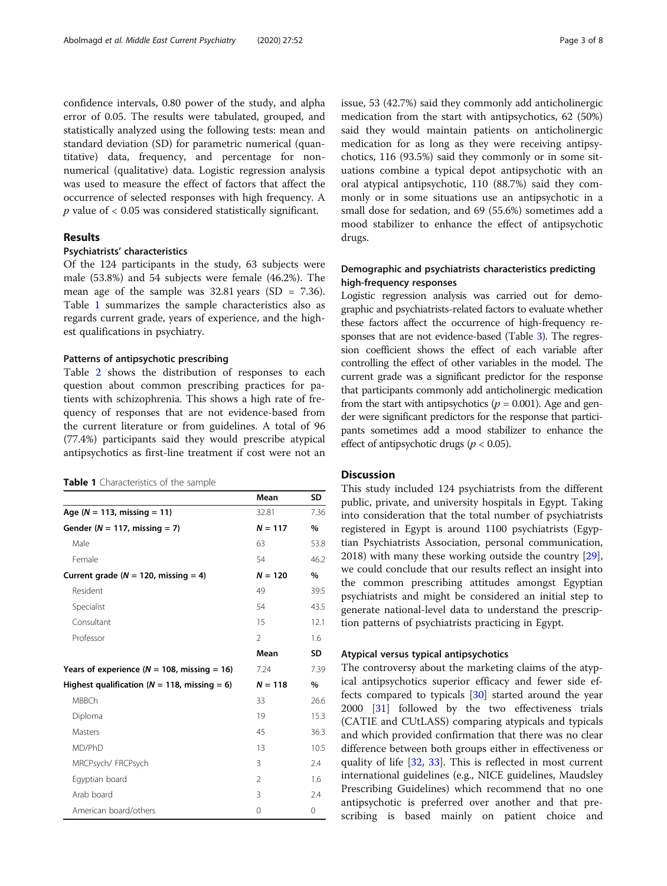confidence intervals, 0.80 power of the study, and alpha error of 0.05. The results were tabulated, grouped, and statistically analyzed using the following tests: mean and standard deviation (SD) for parametric numerical (quantitative) data, frequency, and percentage for non-numerical (qualitative) data. Logistic regression analysis was used to measure the effect of factors that affect the occurrence of selected responses with high frequency. A $p$ value of < 0.05 was considered statistically significant.

## Results

### Psychiatrists' characteristics

Of the 124 participants in the study, 63 subjects were male (53.8%) and 54 subjects were female (46.2%). The mean age of the sample was 32.81 years (SD = 7.36). Table 1 summarizes the sample characteristics also as regards current grade, years of experience, and the highest qualifications in psychiatry.

### Patterns of antipsychotic prescribing

Table 2 shows the distribution of responses to each question about common prescribing practices for patients with schizophrenia. This shows a high rate of frequency of responses that are not evidence-based from the current literature or from guidelines. A total of 96 (77.4%) participants said they would prescribe atypical antipsychotics as first-line treatment if cost were not an issue, 53 (42.7%) said they commonly add anticholinergic medication from the start with antipsychotics, 62 (50%) said they would maintain patients on anticholinergic medication for as long as they were receiving antipsychotics, 116 (93.5%) said they commonly or in some situations combine a typical depot antipsychotic with an oral atypical antipsychotic, 110 (88.7%) said they commonly or in some situations use an antipsychotic in a small dose for sedation, and 69 (55.6%) sometimes add a mood stabilizer to enhance the effect of antipsychotic drugs.

**Table 1** Characteristics of the sample

| | Mean | SD |
|---|---|---|
| **Age ($N$ = 113, missing = 11)** | 32.81 | 7.36 |
| **Gender ($N$ = 117, missing = 7)** | **$N$ = 117** | **%** |
| Male | 63 | 53.8 |
| Female | 54 | 46.2 |
| **Current grade ($N$ = 120, missing = 4)** | **$N$ = 120** | **%** |
| Resident | 49 | 39.5 |
| Specialist | 54 | 43.5 |
| Consultant | 15 | 12.1 |
| Professor | 2 | 1.6 |
| | **Mean** | **SD** |
| **Years of experience ($N$ = 108, missing = 16)** | 7.24 | 7.39 |
| **Highest qualification ($N$ = 118, missing = 6)** | **$N$ = 118** | **%** |
| MBBCh | 33 | 26.6 |
| Diploma | 19 | 15.3 |
| Masters | 45 | 36.3 |
| MD/PhD | 13 | 10.5 |
| MRCPsych/ FRCPsych | 3 | 2.4 |
| Egyptian board | 2 | 1.6 |
| Arab board | 3 | 2.4 |
| American board/others | 0 | 0 |

### Demographic and psychiatrists characteristics predicting high-frequency responses

Logistic regression analysis was carried out for demographic and psychiatrists-related factors to evaluate whether these factors affect the occurrence of high-frequency responses that are not evidence-based (Table 3). The regression coefficient shows the effect of each variable after controlling the effect of other variables in the model. The current grade was a significant predictor for the response that participants commonly add anticholinergic medication from the start with antipsychotics ($p$ = 0.001). Age and gender were significant predictors for the response that participants sometimes add a mood stabilizer to enhance the effect of antipsychotic drugs ($p < 0.05$).

## Discussion

This study included 124 psychiatrists from the different public, private, and university hospitals in Egypt. Taking into consideration that the total number of psychiatrists registered in Egypt is around 1100 psychiatrists (Egyptian Psychiatrists Association, personal communication, 2018) with many these working outside the country [29], we could conclude that our results reflect an insight into the common prescribing attitudes amongst Egyptian psychiatrists and might be considered an initial step to generate national-level data to understand the prescription patterns of psychiatrists practicing in Egypt.

### Atypical versus typical antipsychotics

The controversy about the marketing claims of the atypical antipsychotics superior efficacy and fewer side effects compared to typicals [30] started around the year 2000 [31] followed by the two effectiveness trials (CATIE and CUtLASS) comparing atypicals and typicals and which provided confirmation that there was no clear difference between both groups either in effectiveness or quality of life [32, 33]. This is reflected in most current international guidelines (e.g., NICE guidelines, Maudsley Prescribing Guidelines) which recommend that no one antipsychotic is preferred over another and that prescribing is based mainly on patient choice and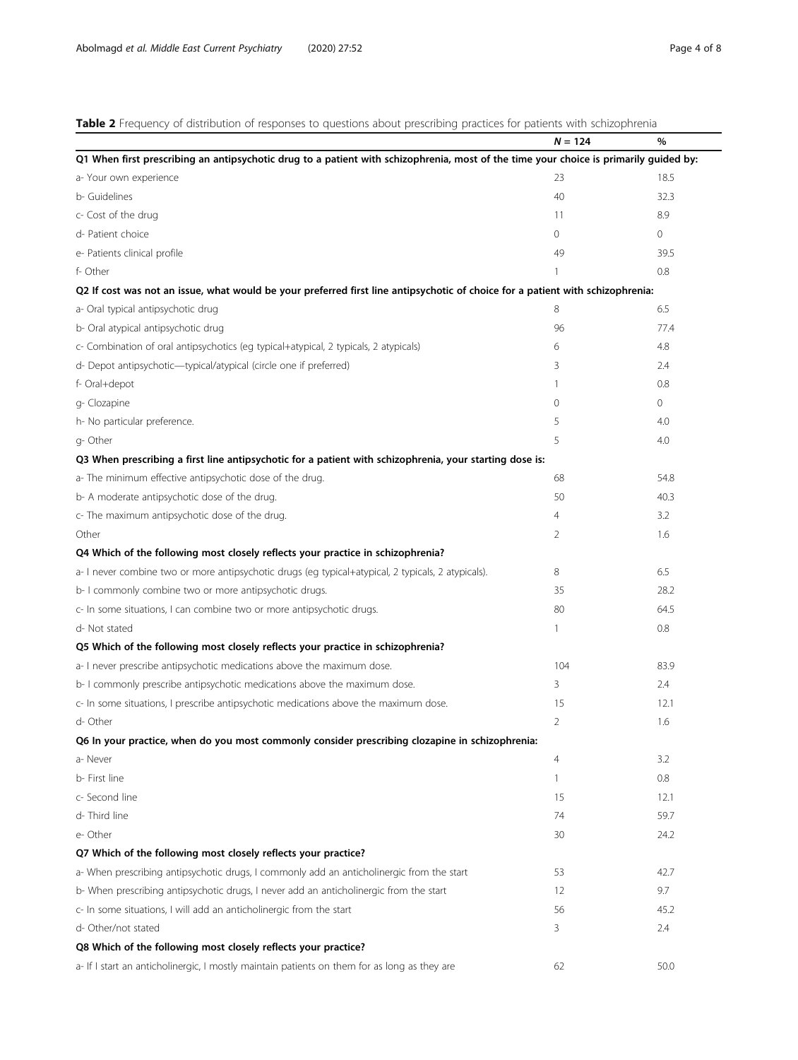**Table 2** Frequency of distribution of responses to questions about prescribing practices for patients with schizophrenia

| | *N* = 124 | % |
|---|---|---|
| **Q1 When first prescribing an antipsychotic drug to a patient with schizophrenia, most of the time your choice is primarily guided by:** | | |
| a- Your own experience | 23 | 18.5 |
| b- Guidelines | 40 | 32.3 |
| c- Cost of the drug | 11 | 8.9 |
| d- Patient choice | 0 | 0 |
| e- Patients clinical profile | 49 | 39.5 |
| f- Other | 1 | 0.8 |
| **Q2 If cost was not an issue, what would be your preferred first line antipsychotic of choice for a patient with schizophrenia:** | | |
| a- Oral typical antipsychotic drug | 8 | 6.5 |
| b- Oral atypical antipsychotic drug | 96 | 77.4 |
| c- Combination of oral antipsychotics (eg typical+atypical, 2 typicals, 2 atypicals) | 6 | 4.8 |
| d- Depot antipsychotic—typical/atypical (circle one if preferred) | 3 | 2.4 |
| f- Oral+depot | 1 | 0.8 |
| g- Clozapine | 0 | 0 |
| h- No particular preference. | 5 | 4.0 |
| g- Other | 5 | 4.0 |
| **Q3 When prescribing a first line antipsychotic for a patient with schizophrenia, your starting dose is:** | | |
| a- The minimum effective antipsychotic dose of the drug. | 68 | 54.8 |
| b- A moderate antipsychotic dose of the drug. | 50 | 40.3 |
| c- The maximum antipsychotic dose of the drug. | 4 | 3.2 |
| Other | 2 | 1.6 |
| **Q4 Which of the following most closely reflects your practice in schizophrenia?** | | |
| a- I never combine two or more antipsychotic drugs (eg typical+atypical, 2 typicals, 2 atypicals). | 8 | 6.5 |
| b- I commonly combine two or more antipsychotic drugs. | 35 | 28.2 |
| c- In some situations, I can combine two or more antipsychotic drugs. | 80 | 64.5 |
| d- Not stated | 1 | 0.8 |
| **Q5 Which of the following most closely reflects your practice in schizophrenia?** | | |
| a- I never prescribe antipsychotic medications above the maximum dose. | 104 | 83.9 |
| b- I commonly prescribe antipsychotic medications above the maximum dose. | 3 | 2.4 |
| c- In some situations, I prescribe antipsychotic medications above the maximum dose. | 15 | 12.1 |
| d- Other | 2 | 1.6 |
| **Q6 In your practice, when do you most commonly consider prescribing clozapine in schizophrenia:** | | |
| a- Never | 4 | 3.2 |
| b- First line | 1 | 0.8 |
| c- Second line | 15 | 12.1 |
| d- Third line | 74 | 59.7 |
| e- Other | 30 | 24.2 |
| **Q7 Which of the following most closely reflects your practice?** | | |
| a- When prescribing antipsychotic drugs, I commonly add an anticholinergic from the start | 53 | 42.7 |
| b- When prescribing antipsychotic drugs, I never add an anticholinergic from the start | 12 | 9.7 |
| c- In some situations, I will add an anticholinergic from the start | 56 | 45.2 |
| d- Other/not stated | 3 | 2.4 |
| **Q8 Which of the following most closely reflects your practice?** | | |
| a- If I start an anticholinergic, I mostly maintain patients on them for as long as they are | 62 | 50.0 |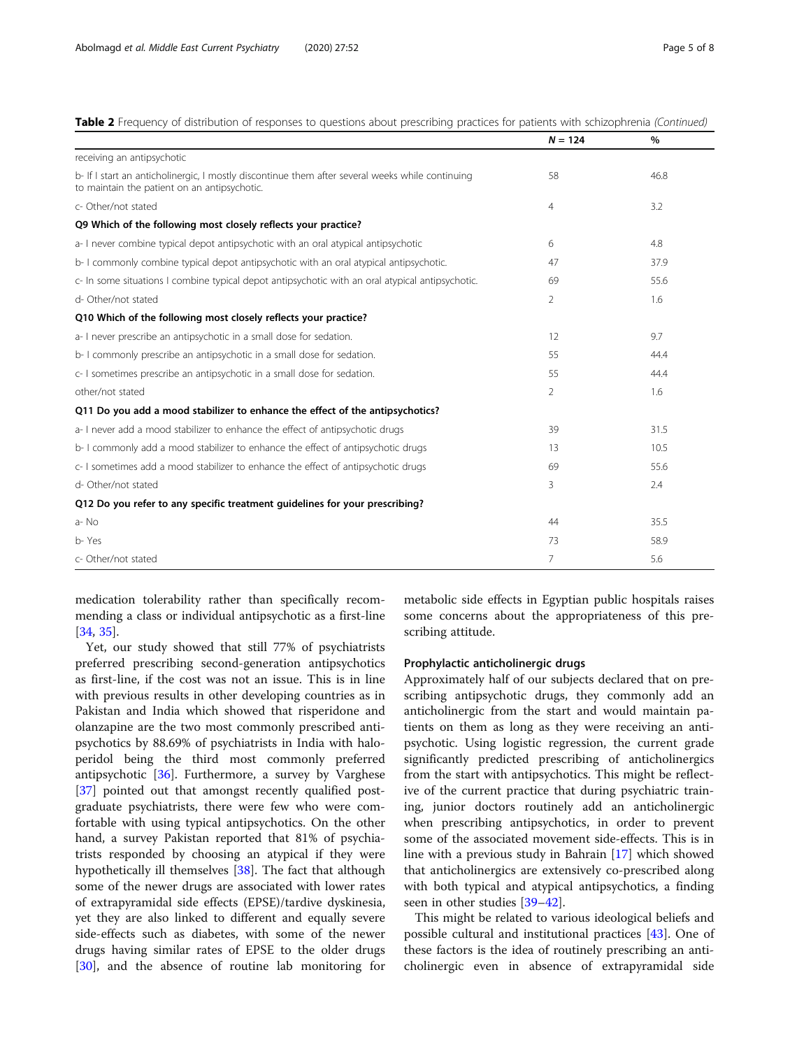**Table 2** Frequency of distribution of responses to questions about prescribing practices for patients with schizophrenia *(Continued)*

| | N = 124 | % |
|---|---|---|
| receiving an antipsychotic | | |
| b- If I start an anticholinergic, I mostly discontinue them after several weeks while continuing to maintain the patient on an antipsychotic. | 58 | 46.8 |
| c- Other/not stated | 4 | 3.2 |
| **Q9 Which of the following most closely reflects your practice?** | | |
| a- I never combine typical depot antipsychotic with an oral atypical antipsychotic | 6 | 4.8 |
| b- I commonly combine typical depot antipsychotic with an oral atypical antipsychotic. | 47 | 37.9 |
| c- In some situations I combine typical depot antipsychotic with an oral atypical antipsychotic. | 69 | 55.6 |
| d- Other/not stated | 2 | 1.6 |
| **Q10 Which of the following most closely reflects your practice?** | | |
| a- I never prescribe an antipsychotic in a small dose for sedation. | 12 | 9.7 |
| b- I commonly prescribe an antipsychotic in a small dose for sedation. | 55 | 44.4 |
| c- I sometimes prescribe an antipsychotic in a small dose for sedation. | 55 | 44.4 |
| other/not stated | 2 | 1.6 |
| **Q11 Do you add a mood stabilizer to enhance the effect of the antipsychotics?** | | |
| a- I never add a mood stabilizer to enhance the effect of antipsychotic drugs | 39 | 31.5 |
| b- I commonly add a mood stabilizer to enhance the effect of antipsychotic drugs | 13 | 10.5 |
| c- I sometimes add a mood stabilizer to enhance the effect of antipsychotic drugs | 69 | 55.6 |
| d- Other/not stated | 3 | 2.4 |
| **Q12 Do you refer to any specific treatment guidelines for your prescribing?** | | |
| a- No | 44 | 35.5 |
| b- Yes | 73 | 58.9 |
| c- Other/not stated | 7 | 5.6 |

medication tolerability rather than specifically recommending a class or individual antipsychotic as a first-line [34, 35].

Yet, our study showed that still 77% of psychiatrists preferred prescribing second-generation antipsychotics as first-line, if the cost was not an issue. This is in line with previous results in other developing countries as in Pakistan and India which showed that risperidone and olanzapine are the two most commonly prescribed antipsychotics by 88.69% of psychiatrists in India with haloperidol being the third most commonly preferred antipsychotic [36]. Furthermore, a survey by Varghese [37] pointed out that amongst recently qualified postgraduate psychiatrists, there were few who were comfortable with using typical antipsychotics. On the other hand, a survey Pakistan reported that 81% of psychiatrists responded by choosing an atypical if they were hypothetically ill themselves [38]. The fact that although some of the newer drugs are associated with lower rates of extrapyramidal side effects (EPSE)/tardive dyskinesia, yet they are also linked to different and equally severe side-effects such as diabetes, with some of the newer drugs having similar rates of EPSE to the older drugs [30], and the absence of routine lab monitoring for metabolic side effects in Egyptian public hospitals raises some concerns about the appropriateness of this prescribing attitude.

### Prophylactic anticholinergic drugs

Approximately half of our subjects declared that on prescribing antipsychotic drugs, they commonly add an anticholinergic from the start and would maintain patients on them as long as they were receiving an antipsychotic. Using logistic regression, the current grade significantly predicted prescribing of anticholinergics from the start with antipsychotics. This might be reflective of the current practice that during psychiatric training, junior doctors routinely add an anticholinergic when prescribing antipsychotics, in order to prevent some of the associated movement side-effects. This is in line with a previous study in Bahrain [17] which showed that anticholinergics are extensively co-prescribed along with both typical and atypical antipsychotics, a finding seen in other studies [39–42].

This might be related to various ideological beliefs and possible cultural and institutional practices [43]. One of these factors is the idea of routinely prescribing an anticholinergic even in absence of extrapyramidal side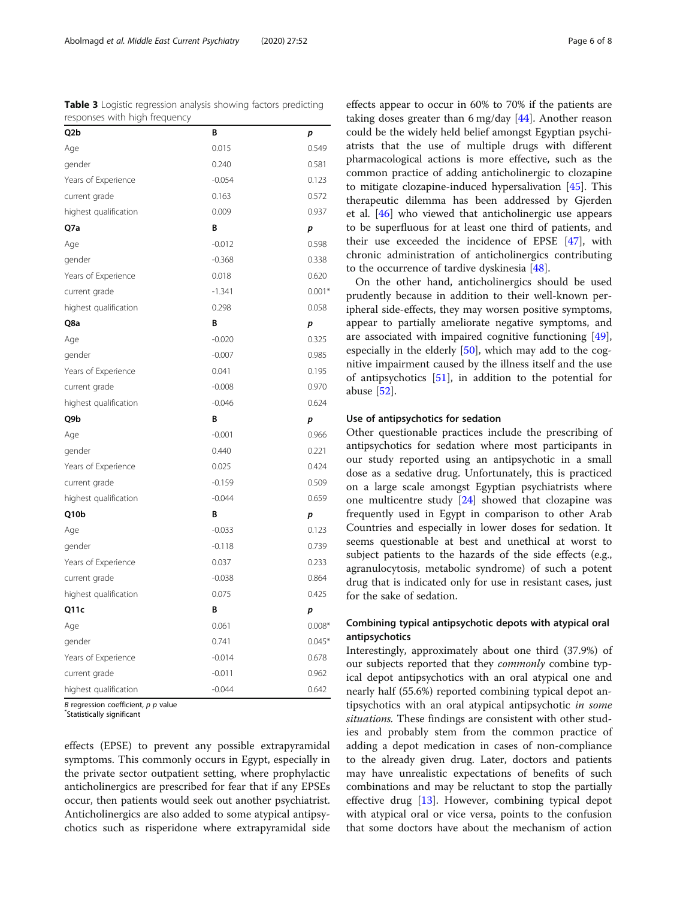**Table 3** Logistic regression analysis showing factors predicting responses with high frequency

| Q2b | B | p |
|---|---|---|
| Age | 0.015 | 0.549 |
| gender | 0.240 | 0.581 |
| Years of Experience | -0.054 | 0.123 |
| current grade | 0.163 | 0.572 |
| highest qualification | 0.009 | 0.937 |
| **Q7a** | **B** | **p** |
| Age | -0.012 | 0.598 |
| gender | -0.368 | 0.338 |
| Years of Experience | 0.018 | 0.620 |
| current grade | -1.341 | 0.001* |
| highest qualification | 0.298 | 0.058 |
| **Q8a** | **B** | **p** |
| Age | -0.020 | 0.325 |
| gender | -0.007 | 0.985 |
| Years of Experience | 0.041 | 0.195 |
| current grade | -0.008 | 0.970 |
| highest qualification | -0.046 | 0.624 |
| **Q9b** | **B** | **p** |
| Age | -0.001 | 0.966 |
| gender | 0.440 | 0.221 |
| Years of Experience | 0.025 | 0.424 |
| current grade | -0.159 | 0.509 |
| highest qualification | -0.044 | 0.659 |
| **Q10b** | **B** | **p** |
| Age | -0.033 | 0.123 |
| gender | -0.118 | 0.739 |
| Years of Experience | 0.037 | 0.233 |
| current grade | -0.038 | 0.864 |
| highest qualification | 0.075 | 0.425 |
| **Q11c** | **B** | **p** |
| Age | 0.061 | 0.008* |
| gender | 0.741 | 0.045* |
| Years of Experience | -0.014 | 0.678 |
| current grade | -0.011 | 0.962 |
| highest qualification | -0.044 | 0.642 |

*B* regression coefficient, *p p* value
*Statistically significant

effects (EPSE) to prevent any possible extrapyramidal symptoms. This commonly occurs in Egypt, especially in the private sector outpatient setting, where prophylactic anticholinergics are prescribed for fear that if any EPSEs occur, then patients would seek out another psychiatrist. Anticholinergics are also added to some atypical antipsychotics such as risperidone where extrapyramidal side effects appear to occur in 60% to 70% if the patients are taking doses greater than 6 mg/day [44]. Another reason could be the widely held belief amongst Egyptian psychiatrists that the use of multiple drugs with different pharmacological actions is more effective, such as the common practice of adding anticholinergic to clozapine to mitigate clozapine-induced hypersalivation [45]. This therapeutic dilemma has been addressed by Gjerden et al. [46] who viewed that anticholinergic use appears to be superfluous for at least one third of patients, and their use exceeded the incidence of EPSE [47], with chronic administration of anticholinergics contributing to the occurrence of tardive dyskinesia [48].

On the other hand, anticholinergics should be used prudently because in addition to their well-known peripheral side-effects, they may worsen positive symptoms, appear to partially ameliorate negative symptoms, and are associated with impaired cognitive functioning [49], especially in the elderly [50], which may add to the cognitive impairment caused by the illness itself and the use of antipsychotics [51], in addition to the potential for abuse [52].

### Use of antipsychotics for sedation

Other questionable practices include the prescribing of antipsychotics for sedation where most participants in our study reported using an antipsychotic in a small dose as a sedative drug. Unfortunately, this is practiced on a large scale amongst Egyptian psychiatrists where one multicentre study [24] showed that clozapine was frequently used in Egypt in comparison to other Arab Countries and especially in lower doses for sedation. It seems questionable at best and unethical at worst to subject patients to the hazards of the side effects (e.g., agranulocytosis, metabolic syndrome) of such a potent drug that is indicated only for use in resistant cases, just for the sake of sedation.

### Combining typical antipsychotic depots with atypical oral antipsychotics

Interestingly, approximately about one third (37.9%) of our subjects reported that they *commonly* combine typical depot antipsychotics with an oral atypical one and nearly half (55.6%) reported combining typical depot antipsychotics with an oral atypical antipsychotic *in some situations.* These findings are consistent with other studies and probably stem from the common practice of adding a depot medication in cases of non-compliance to the already given drug. Later, doctors and patients may have unrealistic expectations of benefits of such combinations and may be reluctant to stop the partially effective drug [13]. However, combining typical depot with atypical oral or vice versa, points to the confusion that some doctors have about the mechanism of action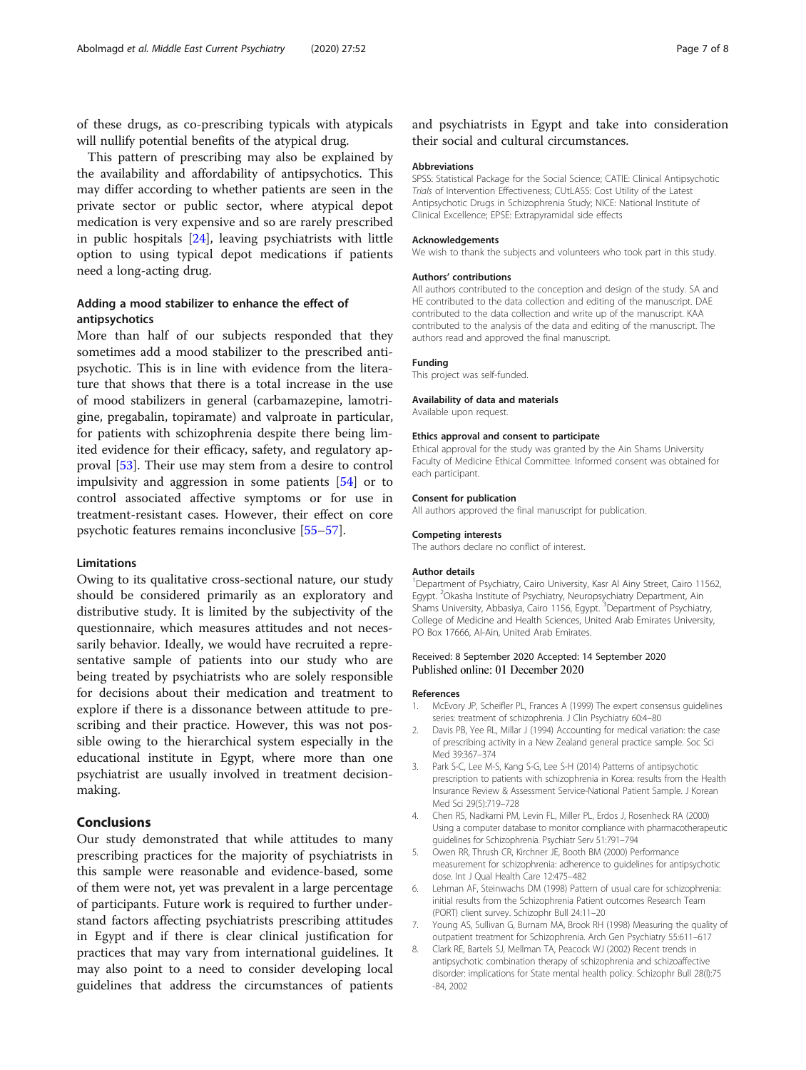of these drugs, as co-prescribing typicals with atypicals will nullify potential benefits of the atypical drug.

This pattern of prescribing may also be explained by the availability and affordability of antipsychotics. This may differ according to whether patients are seen in the private sector or public sector, where atypical depot medication is very expensive and so are rarely prescribed in public hospitals [24], leaving psychiatrists with little option to using typical depot medications if patients need a long-acting drug.

### Adding a mood stabilizer to enhance the effect of antipsychotics

More than half of our subjects responded that they sometimes add a mood stabilizer to the prescribed antipsychotic. This is in line with evidence from the literature that shows that there is a total increase in the use of mood stabilizers in general (carbamazepine, lamotrigine, pregabalin, topiramate) and valproate in particular, for patients with schizophrenia despite there being limited evidence for their efficacy, safety, and regulatory approval [53]. Their use may stem from a desire to control impulsivity and aggression in some patients [54] or to control associated affective symptoms or for use in treatment-resistant cases. However, their effect on core psychotic features remains inconclusive [55–57].

### Limitations

Owing to its qualitative cross-sectional nature, our study should be considered primarily as an exploratory and distributive study. It is limited by the subjectivity of the questionnaire, which measures attitudes and not necessarily behavior. Ideally, we would have recruited a representative sample of patients into our study who are being treated by psychiatrists who are solely responsible for decisions about their medication and treatment to explore if there is a dissonance between attitude to prescribing and their practice. However, this was not possible owing to the hierarchical system especially in the educational institute in Egypt, where more than one psychiatrist are usually involved in treatment decision-making.

## Conclusions

Our study demonstrated that while attitudes to many prescribing practices for the majority of psychiatrists in this sample were reasonable and evidence-based, some of them were not, yet was prevalent in a large percentage of participants. Future work is required to further understand factors affecting psychiatrists prescribing attitudes in Egypt and if there is clear clinical justification for practices that may vary from international guidelines. It may also point to a need to consider developing local guidelines that address the circumstances of patients and psychiatrists in Egypt and take into consideration their social and cultural circumstances.

#### Abbreviations

SPSS: Statistical Package for the Social Science; CATIE: Clinical Antipsychotic *Trials* of Intervention Effectiveness; CUtLASS: Cost Utility of the Latest Antipsychotic Drugs in Schizophrenia Study; NICE: National Institute of Clinical Excellence; EPSE: Extrapyramidal side effects

#### Acknowledgements

We wish to thank the subjects and volunteers who took part in this study.

#### Authors' contributions

All authors contributed to the conception and design of the study. SA and HE contributed to the data collection and editing of the manuscript. DAE contributed to the data collection and write up of the manuscript. KAA contributed to the analysis of the data and editing of the manuscript. The authors read and approved the final manuscript.

#### Funding

This project was self-funded.

#### Availability of data and materials

Available upon request.

#### Ethics approval and consent to participate

Ethical approval for the study was granted by the Ain Shams University Faculty of Medicine Ethical Committee. Informed consent was obtained for each participant.

#### Consent for publication

All authors approved the final manuscript for publication.

#### Competing interests

The authors declare no conflict of interest.

#### Author details

[1]Department of Psychiatry, Cairo University, Kasr Al Ainy Street, Cairo 11562, Egypt. [2]Okasha Institute of Psychiatry, Neuropsychiatry Department, Ain Shams University, Abbasiya, Cairo 1156, Egypt. [3]Department of Psychiatry, College of Medicine and Health Sciences, United Arab Emirates University, PO Box 17666, Al-Ain, United Arab Emirates.

Received: 8 September 2020 Accepted: 14 September 2020
Published online: 01 December 2020

#### References

1. McEvory JP, Scheifler PL, Frances A (1999) The expert consensus guidelines series: treatment of schizophrenia. J Clin Psychiatry 60:4–80
2. Davis PB, Yee RL, Millar J (1994) Accounting for medical variation: the case of prescribing activity in a New Zealand general practice sample. Soc Sci Med 39:367–374
3. Park S-C, Lee M-S, Kang S-G, Lee S-H (2014) Patterns of antipsychotic prescription to patients with schizophrenia in Korea: results from the Health Insurance Review & Assessment Service-National Patient Sample. J Korean Med Sci 29(5):719–728
4. Chen RS, Nadkarni PM, Levin FL, Miller PL, Erdos J, Rosenheck RA (2000) Using a computer database to monitor compliance with pharmacotherapeutic guidelines for schizophrenia. Psychiatr Serv 51:791–794
5. Owen RR, Thrush CR, Kirchner JE, Booth BM (2000) Performance measurement for schizophrenia: adherence to guidelines for antipsychotic dose. Int J Qual Health Care 12:475–482
6. Lehman AF, Steinwachs DM (1998) Pattern of usual care for schizophrenia: initial results from the Schizophrenia Patient outcomes Research Team (PORT) client survey. Schizophr Bull 24:11–20
7. Young AS, Sullivan G, Burnam MA, Brook RH (1998) Measuring the quality of outpatient treatment for Schizophrenia. Arch Gen Psychiatry 55:611–617
8. Clark RE, Bartels SJ, Mellman TA, Peacock WJ (2002) Recent trends in antipsychotic combination therapy of schizophrenia and schizoaffective disorder: implications for State mental health policy. Schizophr Bull 28(l):75 -84, 2002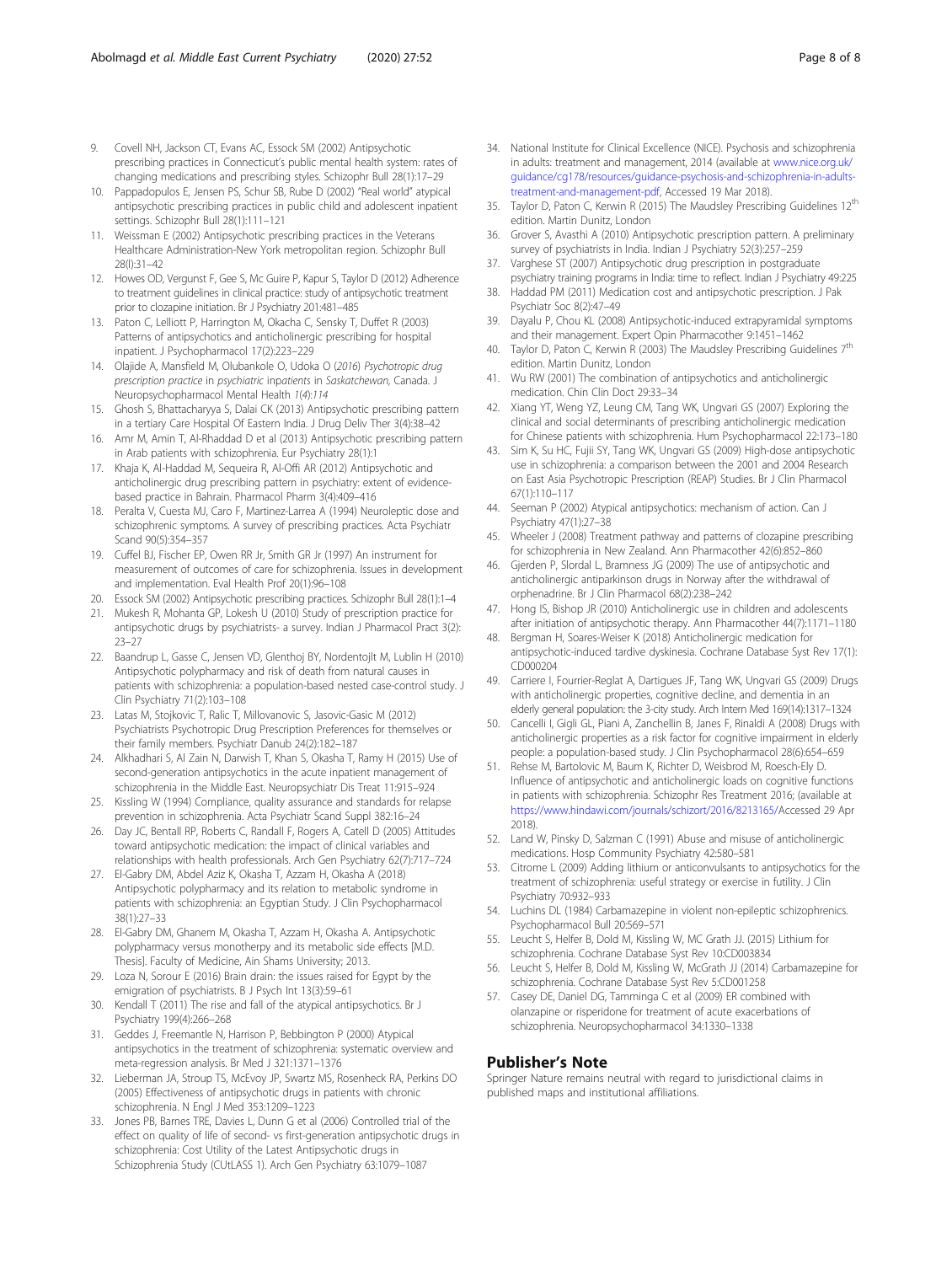9. Covell NH, Jackson CT, Evans AC, Essock SM (2002) Antipsychotic prescribing practices in Connecticut's public mental health system: rates of changing medications and prescribing styles. Schizophr Bull 28(1):17–29
10. Pappadopulos E, Jensen PS, Schur SB, Rube D (2002) "Real world" atypical antipsychotic prescribing practices in public child and adolescent inpatient settings. Schizophr Bull 28(1):111–121
11. Weissman E (2002) Antipsychotic prescribing practices in the Veterans Healthcare Administration-New York metropolitan region. Schizophr Bull 28(l):31–42
12. Howes OD, Vergunst F, Gee S, Mc Guire P, Kapur S, Taylor D (2012) Adherence to treatment guidelines in clinical practice: study of antipsychotic treatment prior to clozapine initiation. Br J Psychiatry 201:481–485
13. Paton C, Lelliott P, Harrington M, Okacha C, Sensky T, Duffet R (2003) Patterns of antipsychotics and anticholinergic prescribing for hospital inpatient. J Psychopharmacol 17(2):223–229
14. Olajide A, Mansfield M, Olubankole O, Udoka O (*2016*) *Psychotropic drug prescription practice* in *psychiatric* inpatients in *Saskatchewan*, Canada. J Neuropsychopharmacol Mental Health *1(4):114*
15. Ghosh S, Bhattacharyya S, Dalai CK (2013) Antipsychotic prescribing pattern in a tertiary Care Hospital Of Eastern India. J Drug Deliv Ther 3(4):38–42
16. Amr M, Amin T, Al-Rhaddad D et al (2013) Antipsychotic prescribing pattern in Arab patients with schizophrenia. Eur Psychiatry 28(1):1
17. Khaja K, Al-Haddad M, Sequeira R, Al-Offi AR (2012) Antipsychotic and anticholinergic drug prescribing pattern in psychiatry: extent of evidence-based practice in Bahrain. Pharmacol Pharm 3(4):409–416
18. Peralta V, Cuesta MJ, Caro F, Martinez-Larrea A (1994) Neuroleptic dose and schizophrenic symptoms. A survey of prescribing practices. Acta Psychiatr Scand 90(5):354–357
19. Cuffel BJ, Fischer EP, Owen RR Jr, Smith GR Jr (1997) An instrument for measurement of outcomes of care for schizophrenia. Issues in development and implementation. Eval Health Prof 20(1):96–108
20. Essock SM (2002) Antipsychotic prescribing practices. Schizophr Bull 28(1):1–4
21. Mukesh R, Mohanta GP, Lokesh U (2010) Study of prescription practice for antipsychotic drugs by psychiatrists- a survey. Indian J Pharmacol Pract 3(2): 23–27
22. Baandrup L, Gasse C, Jensen VD, Glenthoj BY, Nordentojlt M, Lublin H (2010) Antipsychotic polypharmacy and risk of death from natural causes in patients with schizophrenia: a population-based nested case-control study. J Clin Psychiatry 71(2):103–108
23. Latas M, Stojkovic T, Ralic T, Millovanovic S, Jasovic-Gasic M (2012) Psychiatrists Psychotropic Drug Prescription Preferences for themselves or their family members. Psychiatr Danub 24(2):182–187
24. Alkhadhari S, Al Zain N, Darwish T, Khan S, Okasha T, Ramy H (2015) Use of second-generation antipsychotics in the acute inpatient management of schizophrenia in the Middle East. Neuropsychiatr Dis Treat 11:915–924
25. Kissling W (1994) Compliance, quality assurance and standards for relapse prevention in schizophrenia. Acta Psychiatr Scand Suppl 382:16–24
26. Day JC, Bentall RP, Roberts C, Randall F, Rogers A, Catell D (2005) Attitudes toward antipsychotic medication: the impact of clinical variables and relationships with health professionals. Arch Gen Psychiatry 62(7):717–724
27. El-Gabry DM, Abdel Aziz K, Okasha T, Azzam H, Okasha A (2018) Antipsychotic polypharmacy and its relation to metabolic syndrome in patients with schizophrenia: an Egyptian Study. J Clin Psychopharmacol 38(1):27–33
28. El-Gabry DM, Ghanem M, Okasha T, Azzam H, Okasha A. Antipsychotic polypharmacy versus monotherapy and its metabolic side effects [M.D. Thesis]. Faculty of Medicine, Ain Shams University; 2013.
29. Loza N, Sorour E (2016) Brain drain: the issues raised for Egypt by the emigration of psychiatrists. B J Psych Int 13(3):59–61
30. Kendall T (2011) The rise and fall of the atypical antipsychotics. Br J Psychiatry 199(4):266–268
31. Geddes J, Freemantle N, Harrison P, Bebbington P (2000) Atypical antipsychotics in the treatment of schizophrenia: systematic overview and meta-regression analysis. Br Med J 321:1371–1376
32. Lieberman JA, Stroup TS, McEvoy JP, Swartz MS, Rosenheck RA, Perkins DO (2005) Effectiveness of antipsychotic drugs in patients with chronic schizophrenia. N Engl J Med 353:1209–1223
33. Jones PB, Barnes TRE, Davies L, Dunn G et al (2006) Controlled trial of the effect on quality of life of second- vs first-generation antipsychotic drugs in schizophrenia: Cost Utility of the Latest Antipsychotic drugs in Schizophrenia Study (CUtLASS 1). Arch Gen Psychiatry 63:1079–1087
34. National Institute for Clinical Excellence (NICE). Psychosis and schizophrenia in adults: treatment and management, 2014 (available at www.nice.org.uk/guidance/cg178/resources/guidance-psychosis-and-schizophrenia-in-adults-treatment-and-management-pdf, Accessed 19 Mar 2018).
35. Taylor D, Paton C, Kerwin R (2015) The Maudsley Prescribing Guidelines 12th edition. Martin Dunitz, London
36. Grover S, Avasthi A (2010) Antipsychotic prescription pattern. A preliminary survey of psychiatrists in India. Indian J Psychiatry 52(3):257–259
37. Varghese ST (2007) Antipsychotic drug prescription in postgraduate psychiatry training programs in India: time to reflect. Indian J Psychiatry 49:225
38. Haddad PM (2011) Medication cost and antipsychotic prescription. J Pak Psychiatr Soc 8(2):47–49
39. Dayalu P, Chou KL (2008) Antipsychotic-induced extrapyramidal symptoms and their management. Expert Opin Pharmacother 9:1451–1462
40. Taylor D, Paton C, Kerwin R (2003) The Maudsley Prescribing Guidelines 7th edition. Martin Dunitz, London
41. Wu RW (2001) The combination of antipsychotics and anticholinergic medication. Chin Clin Doct 29:33–34
42. Xiang YT, Weng YZ, Leung CM, Tang WK, Ungvari GS (2007) Exploring the clinical and social determinants of prescribing anticholinergic medication for Chinese patients with schizophrenia. Hum Psychopharmacol 22:173–180
43. Sim K, Su HC, Fujii SY, Tang WK, Ungvari GS (2009) High-dose antipsychotic use in schizophrenia: a comparison between the 2001 and 2004 Research on East Asia Psychotropic Prescription (REAP) Studies. Br J Clin Pharmacol 67(1):110–117
44. Seeman P (2002) Atypical antipsychotics: mechanism of action. Can J Psychiatry 47(1):27–38
45. Wheeler J (2008) Treatment pathway and patterns of clozapine prescribing for schizophrenia in New Zealand. Ann Pharmacother 42(6):852–860
46. Gjerden P, Slordal L, Bramness JG (2009) The use of antipsychotic and anticholinergic antiparkinson drugs in Norway after the withdrawal of orphenadrine. Br J Clin Pharmacol 68(2):238–242
47. Hong IS, Bishop JR (2010) Anticholinergic use in children and adolescents after initiation of antipsychotic therapy. Ann Pharmacother 44(7):1171–1180
48. Bergman H, Soares-Weiser K (2018) Anticholinergic medication for antipsychotic-induced tardive dyskinesia. Cochrane Database Syst Rev 17(1): CD000204
49. Carriere I, Fourrier-Reglat A, Dartigues JF, Tang WK, Ungvari GS (2009) Drugs with anticholinergic properties, cognitive decline, and dementia in an elderly general population: the 3-city study. Arch Intern Med 169(14):1317–1324
50. Cancelli I, Gigli GL, Piani A, Zanchellin B, Janes F, Rinaldi A (2008) Drugs with anticholinergic properties as a risk factor for cognitive impairment in elderly people: a population-based study. J Clin Psychopharmacol 28(6):654–659
51. Rehse M, Bartolovic M, Baum K, Richter D, Weisbrod M, Roesch-Ely D. Influence of antipsychotic and anticholinergic loads on cognitive functions in patients with schizophrenia. Schizophr Res Treatment 2016; (available at https://www.hindawi.com/journals/schizort/2016/8213165/Accessed 29 Apr 2018).
52. Land W, Pinsky D, Salzman C (1991) Abuse and misuse of anticholinergic medications. Hosp Community Psychiatry 42:580–581
53. Citrome L (2009) Adding lithium or anticonvulsants to antipsychotics for the treatment of schizophrenia: useful strategy or exercise in futility. J Clin Psychiatry 70:932–933
54. Luchins DL (1984) Carbamazepine in violent non-epileptic schizophrenics. Psychopharmacol Bull 20:569–571
55. Leucht S, Helfer B, Dold M, Kissling W, MC Grath JJ. (2015) Lithium for schizophrenia. Cochrane Database Syst Rev 10:CD003834
56. Leucht S, Helfer B, Dold M, Kissling W, McGrath JJ (2014) Carbamazepine for schizophrenia. Cochrane Database Syst Rev 5:CD001258
57. Casey DE, Daniel DG, Tamminga C et al (2009) ER combined with olanzapine or risperidone for treatment of acute exacerbations of schizophrenia. Neuropsychopharmacol 34:1330–1338

## Publisher's Note

Springer Nature remains neutral with regard to jurisdictional claims in published maps and institutional affiliations.